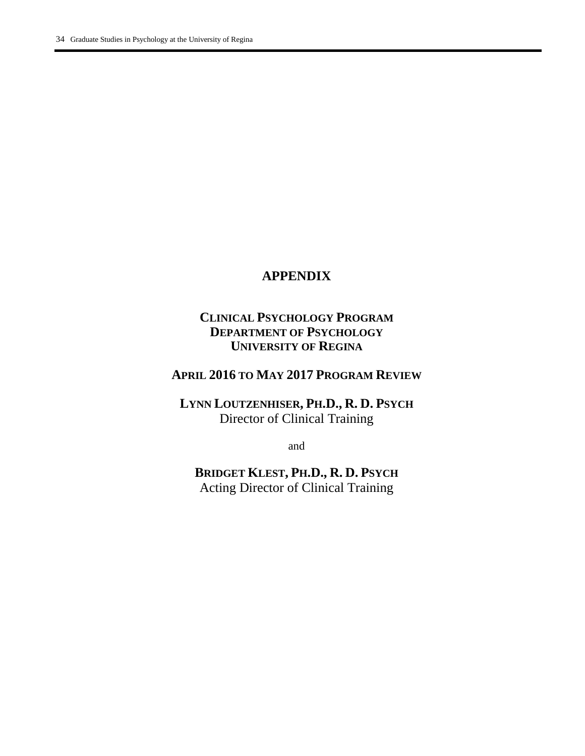# APPENDIX

## Clinical Psychology Program
## Department of Psychology
## University of Regina

## April 2016 to May 2017 Program Review

**Lynn Loutzenhiser, Ph.D., R. D. Psych**
Director of Clinical Training

and

**Bridget Klest, Ph.D., R. D. Psych**
Acting Director of Clinical Training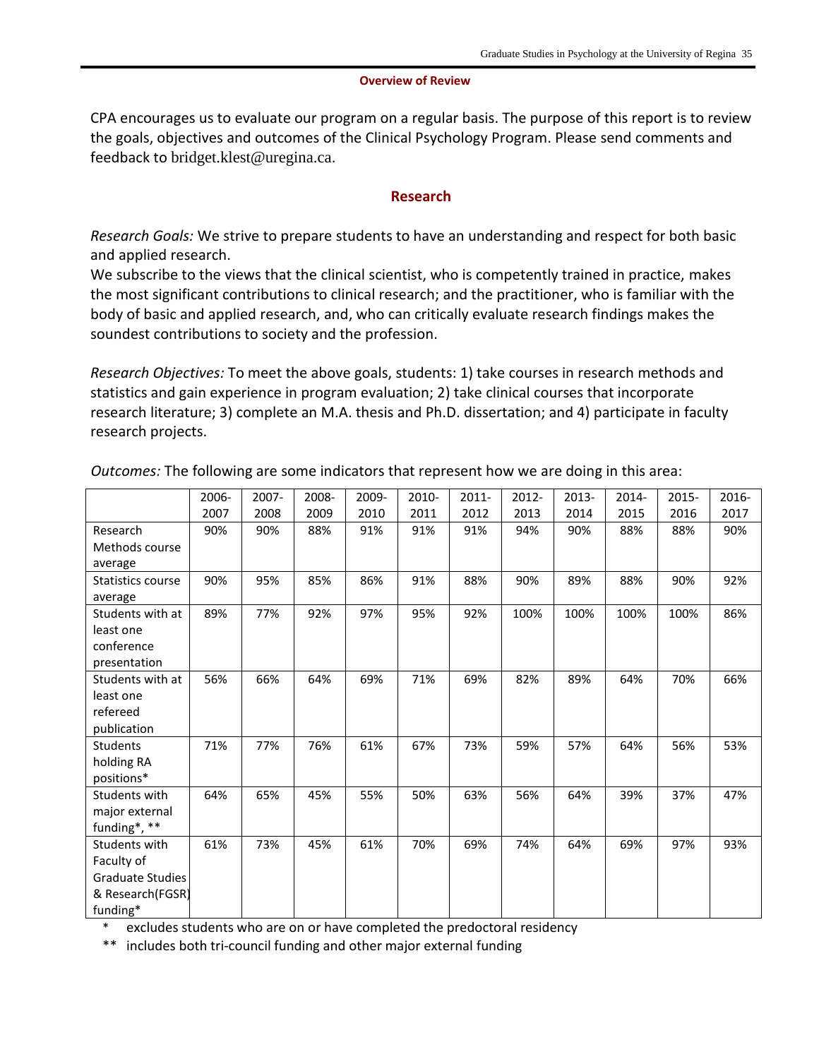**Overview of Review**

CPA encourages us to evaluate our program on a regular basis. The purpose of this report is to review the goals, objectives and outcomes of the Clinical Psychology Program. Please send comments and feedback to bridget.klest@uregina.ca.

## Research

*Research Goals:* We strive to prepare students to have an understanding and respect for both basic and applied research.

We subscribe to the views that the clinical scientist, who is competently trained in practice, makes the most significant contributions to clinical research; and the practitioner, who is familiar with the body of basic and applied research, and, who can critically evaluate research findings makes the soundest contributions to society and the profession.

*Research Objectives:* To meet the above goals, students: 1) take courses in research methods and statistics and gain experience in program evaluation; 2) take clinical courses that incorporate research literature; 3) complete an M.A. thesis and Ph.D. dissertation; and 4) participate in faculty research projects.

*Outcomes:* The following are some indicators that represent how we are doing in this area:

| | 2006-2007 | 2007-2008 | 2008-2009 | 2009-2010 | 2010-2011 | 2011-2012 | 2012-2013 | 2013-2014 | 2014-2015 | 2015-2016 | 2016-2017 |
|---|---|---|---|---|---|---|---|---|---|---|---|
| Research Methods course average | 90% | 90% | 88% | 91% | 91% | 91% | 94% | 90% | 88% | 88% | 90% |
| Statistics course average | 90% | 95% | 85% | 86% | 91% | 88% | 90% | 89% | 88% | 90% | 92% |
| Students with at least one conference presentation | 89% | 77% | 92% | 97% | 95% | 92% | 100% | 100% | 100% | 100% | 86% |
| Students with at least one refereed publication | 56% | 66% | 64% | 69% | 71% | 69% | 82% | 89% | 64% | 70% | 66% |
| Students holding RA positions* | 71% | 77% | 76% | 61% | 67% | 73% | 59% | 57% | 64% | 56% | 53% |
| Students with major external funding*, ** | 64% | 65% | 45% | 55% | 50% | 63% | 56% | 64% | 39% | 37% | 47% |
| Students with Faculty of Graduate Studies & Research(FGSR) funding* | 61% | 73% | 45% | 61% | 70% | 69% | 74% | 64% | 69% | 97% | 93% |

\* excludes students who are on or have completed the predoctoral residency

** includes both tri-council funding and other major external funding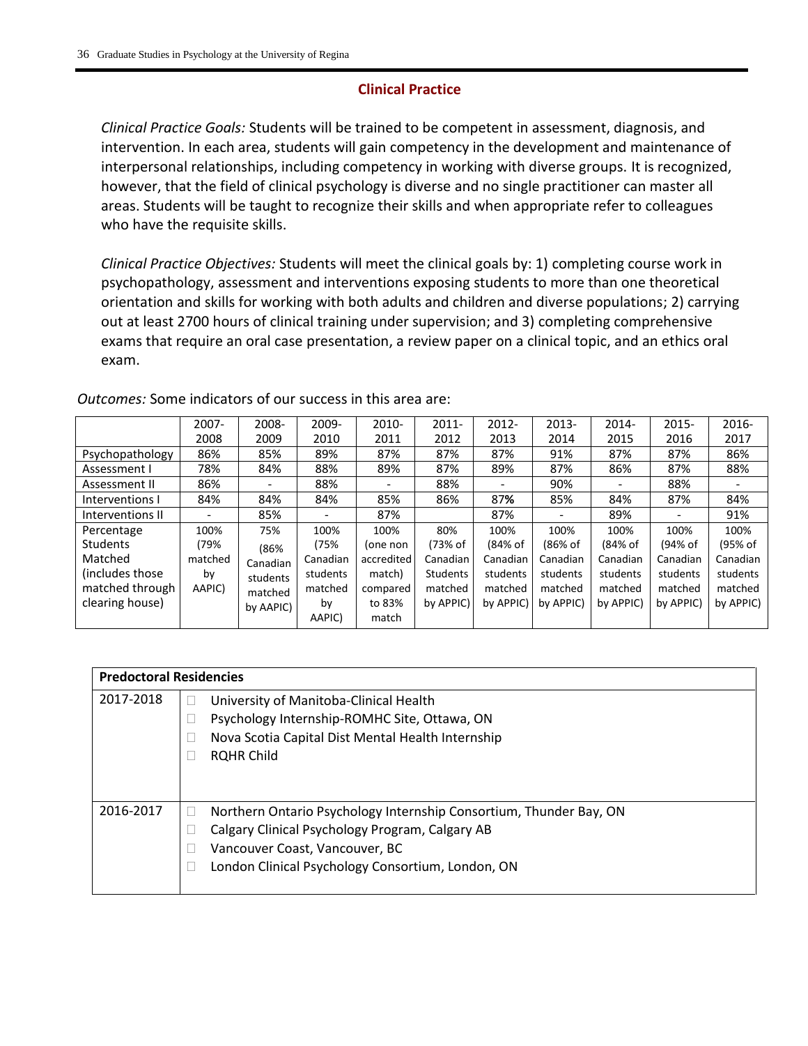## Clinical Practice

*Clinical Practice Goals:* Students will be trained to be competent in assessment, diagnosis, and intervention. In each area, students will gain competency in the development and maintenance of interpersonal relationships, including competency in working with diverse groups. It is recognized, however, that the field of clinical psychology is diverse and no single practitioner can master all areas. Students will be taught to recognize their skills and when appropriate refer to colleagues who have the requisite skills.

*Clinical Practice Objectives:* Students will meet the clinical goals by: 1) completing course work in psychopathology, assessment and interventions exposing students to more than one theoretical orientation and skills for working with both adults and children and diverse populations; 2) carrying out at least 2700 hours of clinical training under supervision; and 3) completing comprehensive exams that require an oral case presentation, a review paper on a clinical topic, and an ethics oral exam.

*Outcomes:* Some indicators of our success in this area are:

| | 2007-2008 | 2008-2009 | 2009-2010 | 2010-2011 | 2011-2012 | 2012-2013 | 2013-2014 | 2014-2015 | 2015-2016 | 2016-2017 |
|---|---|---|---|---|---|---|---|---|---|---|
| Psychopathology | 86% | 85% | 89% | 87% | 87% | 87% | 91% | 87% | 87% | 86% |
| Assessment I | 78% | 84% | 88% | 89% | 87% | 89% | 87% | 86% | 87% | 88% |
| Assessment II | 86% | - | 88% | - | 88% | - | 90% | - | 88% | - |
| Interventions I | 84% | 84% | 84% | 85% | 86% | 87**%** | 85% | 84% | 87% | 84% |
| Interventions II | - | 85% | - | 87% | | 87% | - | 89% | - | 91% |
| Percentage Students Matched (includes those matched through clearing house) | 100% (79% matched by AAPIC) | 75% (86% Canadian students matched by AAPIC) | 100% (75% Canadian students matched by AAPIC) | 100% (one non accredited match) compared to 83% match | 80% (73% of Canadian Students matched by APPIC) | 100% (84% of Canadian students matched by APPIC) | 100% (86% of Canadian students matched by APPIC) | 100% (84% of Canadian students matched by APPIC) | 100% (94% of Canadian students matched by APPIC) | 100% (95% of Canadian students matched by APPIC) |

| **Predoctoral Residencies** | |
|---|---|
| 2017-2018 | University of Manitoba-Clinical Health<br>Psychology Internship-ROMHC Site, Ottawa, ON<br>Nova Scotia Capital Dist Mental Health Internship<br>RQHR Child |
| 2016-2017 | Northern Ontario Psychology Internship Consortium, Thunder Bay, ON<br>Calgary Clinical Psychology Program, Calgary AB<br>Vancouver Coast, Vancouver, BC<br>London Clinical Psychology Consortium, London, ON |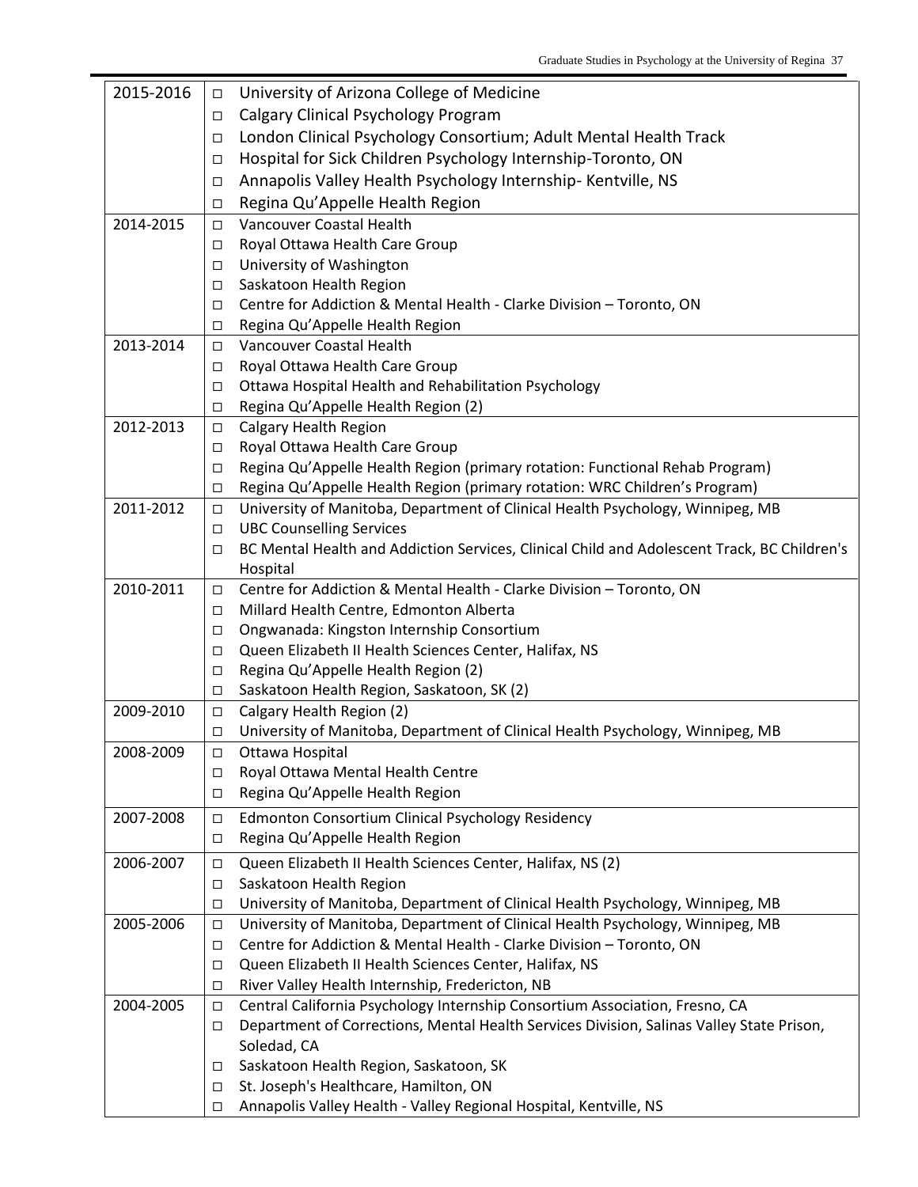| Year | Internship Sites |
|---|---|
| 2015-2016 | □ University of Arizona College of Medicine<br>□ Calgary Clinical Psychology Program<br>□ London Clinical Psychology Consortium; Adult Mental Health Track<br>□ Hospital for Sick Children Psychology Internship-Toronto, ON<br>□ Annapolis Valley Health Psychology Internship- Kentville, NS<br>□ Regina Qu'Appelle Health Region |
| 2014-2015 | □ Vancouver Coastal Health<br>□ Royal Ottawa Health Care Group<br>□ University of Washington<br>□ Saskatoon Health Region<br>□ Centre for Addiction & Mental Health - Clarke Division – Toronto, ON<br>□ Regina Qu'Appelle Health Region |
| 2013-2014 | □ Vancouver Coastal Health<br>□ Royal Ottawa Health Care Group<br>□ Ottawa Hospital Health and Rehabilitation Psychology<br>□ Regina Qu'Appelle Health Region (2) |
| 2012-2013 | □ Calgary Health Region<br>□ Royal Ottawa Health Care Group<br>□ Regina Qu'Appelle Health Region (primary rotation: Functional Rehab Program)<br>□ Regina Qu'Appelle Health Region (primary rotation: WRC Children's Program) |
| 2011-2012 | □ University of Manitoba, Department of Clinical Health Psychology, Winnipeg, MB<br>□ UBC Counselling Services<br>□ BC Mental Health and Addiction Services, Clinical Child and Adolescent Track, BC Children's Hospital |
| 2010-2011 | □ Centre for Addiction & Mental Health - Clarke Division – Toronto, ON<br>□ Millard Health Centre, Edmonton Alberta<br>□ Ongwanada: Kingston Internship Consortium<br>□ Queen Elizabeth II Health Sciences Center, Halifax, NS<br>□ Regina Qu'Appelle Health Region (2)<br>□ Saskatoon Health Region, Saskatoon, SK (2) |
| 2009-2010 | □ Calgary Health Region (2)<br>□ University of Manitoba, Department of Clinical Health Psychology, Winnipeg, MB |
| 2008-2009 | □ Ottawa Hospital<br>□ Royal Ottawa Mental Health Centre<br>□ Regina Qu'Appelle Health Region |
| 2007-2008 | □ Edmonton Consortium Clinical Psychology Residency<br>□ Regina Qu'Appelle Health Region |
| 2006-2007 | □ Queen Elizabeth II Health Sciences Center, Halifax, NS (2)<br>□ Saskatoon Health Region<br>□ University of Manitoba, Department of Clinical Health Psychology, Winnipeg, MB |
| 2005-2006 | □ University of Manitoba, Department of Clinical Health Psychology, Winnipeg, MB<br>□ Centre for Addiction & Mental Health - Clarke Division – Toronto, ON<br>□ Queen Elizabeth II Health Sciences Center, Halifax, NS<br>□ River Valley Health Internship, Fredericton, NB |
| 2004-2005 | □ Central California Psychology Internship Consortium Association, Fresno, CA<br>□ Department of Corrections, Mental Health Services Division, Salinas Valley State Prison, Soledad, CA<br>□ Saskatoon Health Region, Saskatoon, SK<br>□ St. Joseph's Healthcare, Hamilton, ON<br>□ Annapolis Valley Health - Valley Regional Hospital, Kentville, NS |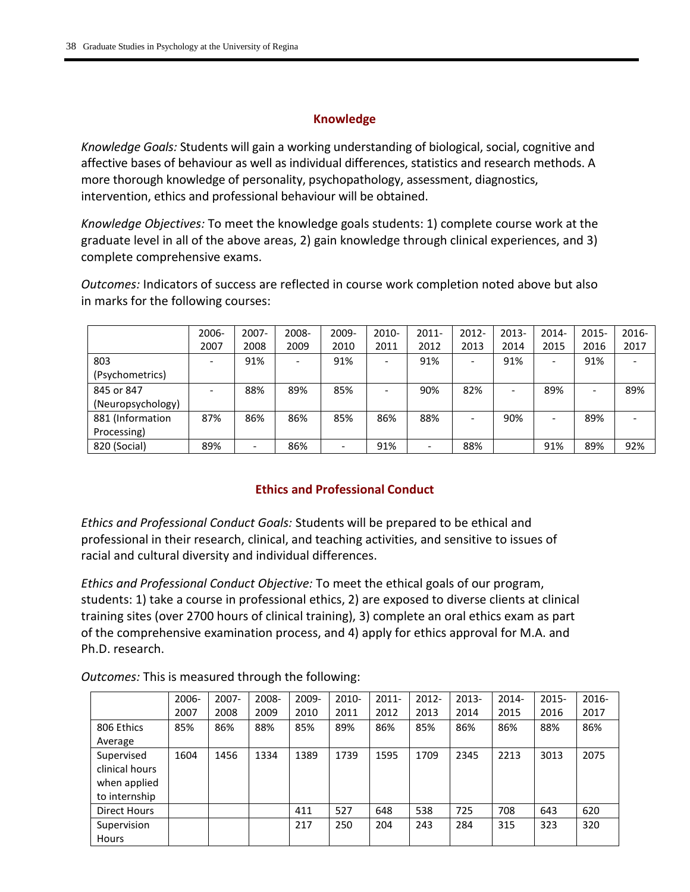## Knowledge

*Knowledge Goals:* Students will gain a working understanding of biological, social, cognitive and affective bases of behaviour as well as individual differences, statistics and research methods. A more thorough knowledge of personality, psychopathology, assessment, diagnostics, intervention, ethics and professional behaviour will be obtained.

*Knowledge Objectives:* To meet the knowledge goals students: 1) complete course work at the graduate level in all of the above areas, 2) gain knowledge through clinical experiences, and 3) complete comprehensive exams.

*Outcomes:* Indicators of success are reflected in course work completion noted above but also in marks for the following courses:

| | 2006-2007 | 2007-2008 | 2008-2009 | 2009-2010 | 2010-2011 | 2011-2012 | 2012-2013 | 2013-2014 | 2014-2015 | 2015-2016 | 2016-2017 |
|---|---|---|---|---|---|---|---|---|---|---|---|
| 803 (Psychometrics) | - | 91% | - | 91% | - | 91% | - | 91% | - | 91% | - |
| 845 or 847 (Neuropsychology) | - | 88% | 89% | 85% | - | 90% | 82% | - | 89% | - | 89% |
| 881 (Information Processing) | 87% | 86% | 86% | 85% | 86% | 88% | - | 90% | - | 89% | - |
| 820 (Social) | 89% | - | 86% | - | 91% | - | 88% | | 91% | 89% | 92% |

## Ethics and Professional Conduct

*Ethics and Professional Conduct Goals:* Students will be prepared to be ethical and professional in their research, clinical, and teaching activities, and sensitive to issues of racial and cultural diversity and individual differences.

*Ethics and Professional Conduct Objective:* To meet the ethical goals of our program, students: 1) take a course in professional ethics, 2) are exposed to diverse clients at clinical training sites (over 2700 hours of clinical training), 3) complete an oral ethics exam as part of the comprehensive examination process, and 4) apply for ethics approval for M.A. and Ph.D. research.

*Outcomes:* This is measured through the following:

| | 2006-2007 | 2007-2008 | 2008-2009 | 2009-2010 | 2010-2011 | 2011-2012 | 2012-2013 | 2013-2014 | 2014-2015 | 2015-2016 | 2016-2017 |
|---|---|---|---|---|---|---|---|---|---|---|---|
| 806 Ethics Average | 85% | 86% | 88% | 85% | 89% | 86% | 85% | 86% | 86% | 88% | 86% |
| Supervised clinical hours when applied to internship | 1604 | 1456 | 1334 | 1389 | 1739 | 1595 | 1709 | 2345 | 2213 | 3013 | 2075 |
| Direct Hours | | | | 411 | 527 | 648 | 538 | 725 | 708 | 643 | 620 |
| Supervision Hours | | | | 217 | 250 | 204 | 243 | 284 | 315 | 323 | 320 |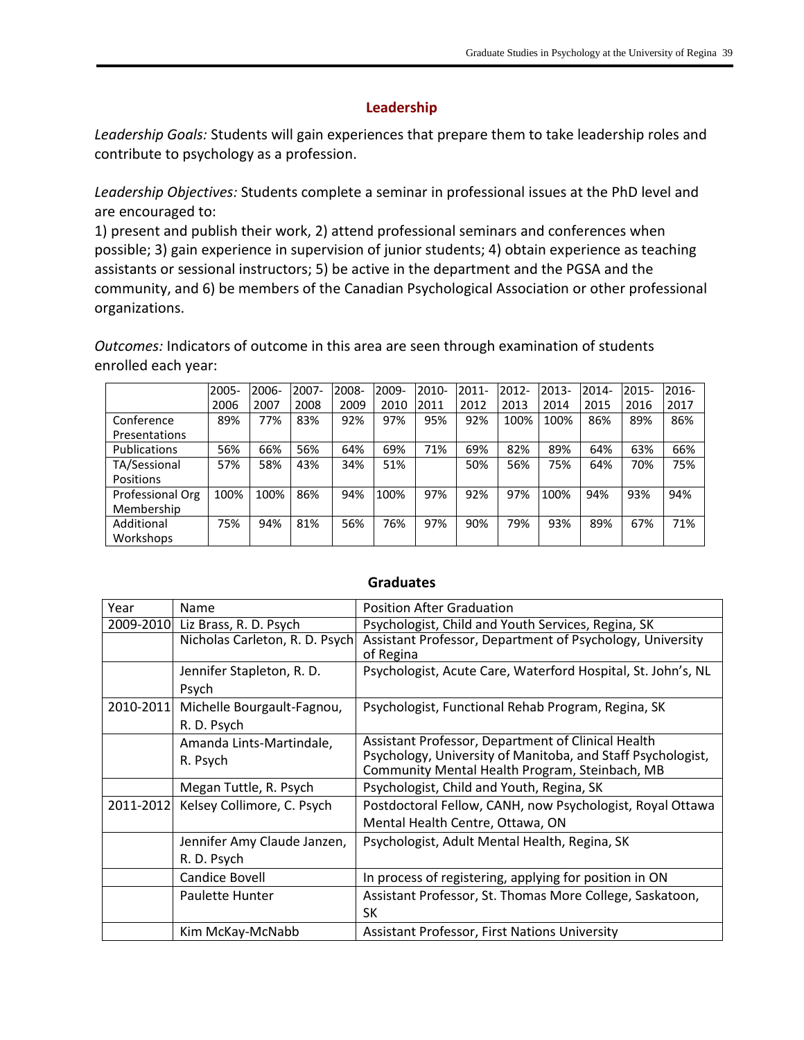## Leadership

*Leadership Goals:* Students will gain experiences that prepare them to take leadership roles and contribute to psychology as a profession.

*Leadership Objectives:* Students complete a seminar in professional issues at the PhD level and are encouraged to:
1) present and publish their work, 2) attend professional seminars and conferences when possible; 3) gain experience in supervision of junior students; 4) obtain experience as teaching assistants or sessional instructors; 5) be active in the department and the PGSA and the community, and 6) be members of the Canadian Psychological Association or other professional organizations.

*Outcomes:* Indicators of outcome in this area are seen through examination of students enrolled each year:

| | 2005-2006 | 2006-2007 | 2007-2008 | 2008-2009 | 2009-2010 | 2010-2011 | 2011-2012 | 2012-2013 | 2013-2014 | 2014-2015 | 2015-2016 | 2016-2017 |
|---|---|---|---|---|---|---|---|---|---|---|---|---|
| Conference Presentations | 89% | 77% | 83% | 92% | 97% | 95% | 92% | 100% | 100% | 86% | 89% | 86% |
| Publications | 56% | 66% | 56% | 64% | 69% | 71% | 69% | 82% | 89% | 64% | 63% | 66% |
| TA/Sessional Positions | 57% | 58% | 43% | 34% | 51% | | 50% | 56% | 75% | 64% | 70% | 75% |
| Professional Org Membership | 100% | 100% | 86% | 94% | 100% | 97% | 92% | 97% | 100% | 94% | 93% | 94% |
| Additional Workshops | 75% | 94% | 81% | 56% | 76% | 97% | 90% | 79% | 93% | 89% | 67% | 71% |

### Graduates

| Year | Name | Position After Graduation |
|---|---|---|
| 2009-2010 | Liz Brass, R. D. Psych | Psychologist, Child and Youth Services, Regina, SK |
| | Nicholas Carleton, R. D. Psych | Assistant Professor, Department of Psychology, University of Regina |
| | Jennifer Stapleton, R. D. Psych | Psychologist, Acute Care, Waterford Hospital, St. John's, NL |
| 2010-2011 | Michelle Bourgault-Fagnou, R. D. Psych | Psychologist, Functional Rehab Program, Regina, SK |
| | Amanda Lints-Martindale, R. Psych | Assistant Professor, Department of Clinical Health Psychology, University of Manitoba, and Staff Psychologist, Community Mental Health Program, Steinbach, MB |
| | Megan Tuttle, R. Psych | Psychologist, Child and Youth, Regina, SK |
| 2011-2012 | Kelsey Collimore, C. Psych | Postdoctoral Fellow, CANH, now Psychologist, Royal Ottawa Mental Health Centre, Ottawa, ON |
| | Jennifer Amy Claude Janzen, R. D. Psych | Psychologist, Adult Mental Health, Regina, SK |
| | Candice Bovell | In process of registering, applying for position in ON |
| | Paulette Hunter | Assistant Professor, St. Thomas More College, Saskatoon, SK |
| | Kim McKay-McNabb | Assistant Professor, First Nations University |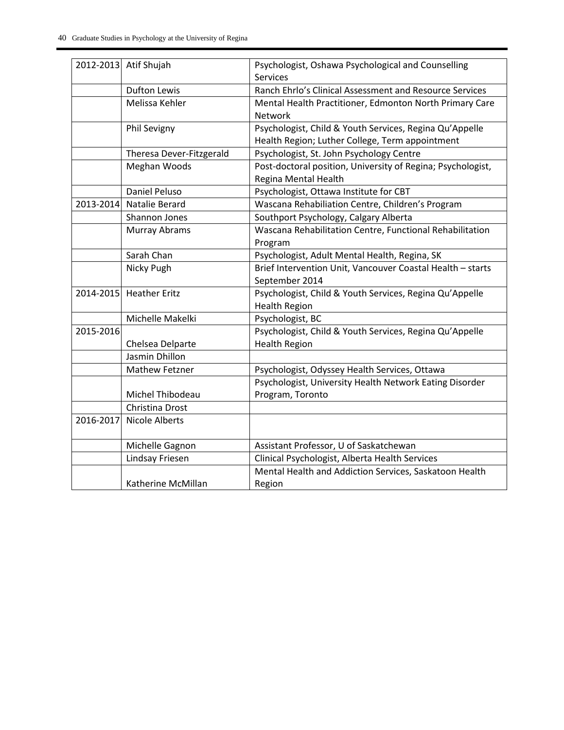| | | |
|---|---|---|
| 2012-2013 | Atif Shujah | Psychologist, Oshawa Psychological and Counselling Services |
| | Dufton Lewis | Ranch Ehrlo's Clinical Assessment and Resource Services |
| | Melissa Kehler | Mental Health Practitioner, Edmonton North Primary Care Network |
| | Phil Sevigny | Psychologist, Child & Youth Services, Regina Qu'Appelle Health Region; Luther College, Term appointment |
| | Theresa Dever-Fitzgerald | Psychologist, St. John Psychology Centre |
| | Meghan Woods | Post-doctoral position, University of Regina; Psychologist, Regina Mental Health |
| | Daniel Peluso | Psychologist, Ottawa Institute for CBT |
| 2013-2014 | Natalie Berard | Wascana Rehabiliation Centre, Children's Program |
| | Shannon Jones | Southport Psychology, Calgary Alberta |
| | Murray Abrams | Wascana Rehabilitation Centre, Functional Rehabilitation Program |
| | Sarah Chan | Psychologist, Adult Mental Health, Regina, SK |
| | Nicky Pugh | Brief Intervention Unit, Vancouver Coastal Health – starts September 2014 |
| 2014-2015 | Heather Eritz | Psychologist, Child & Youth Services, Regina Qu'Appelle Health Region |
| | Michelle Makelki | Psychologist, BC |
| 2015-2016 | Chelsea Delparte | Psychologist, Child & Youth Services, Regina Qu'Appelle Health Region |
| | Jasmin Dhillon | |
| | Mathew Fetzner | Psychologist, Odyssey Health Services, Ottawa |
| | Michel Thibodeau | Psychologist, University Health Network Eating Disorder Program, Toronto |
| | Christina Drost | |
| 2016-2017 | Nicole Alberts | |
| | Michelle Gagnon | Assistant Professor, U of Saskatchewan |
| | Lindsay Friesen | Clinical Psychologist, Alberta Health Services |
| | Katherine McMillan | Mental Health and Addiction Services, Saskatoon Health Region |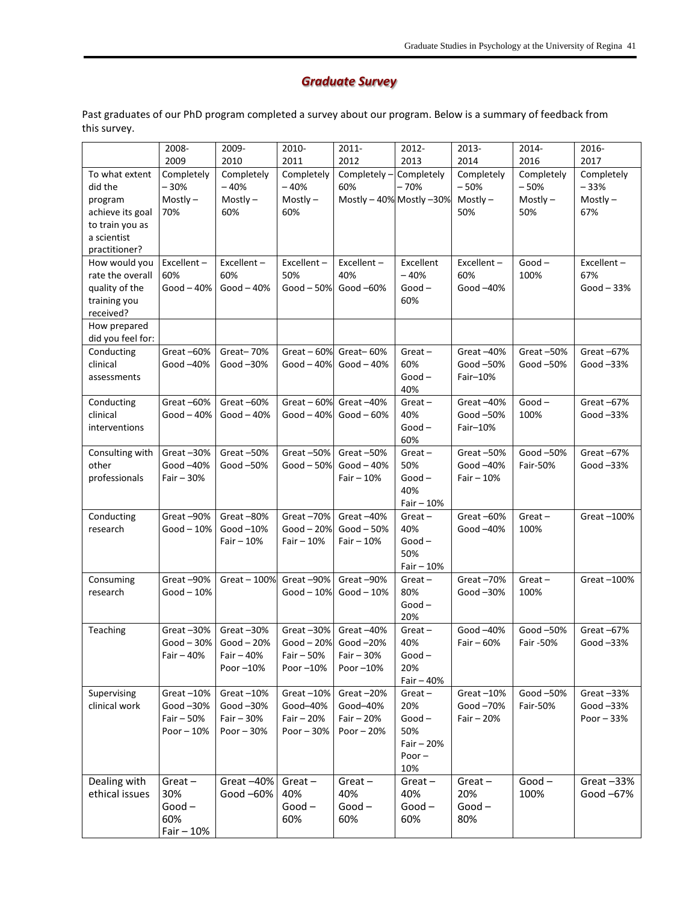## *Graduate Survey*

Past graduates of our PhD program completed a survey about our program. Below is a summary of feedback from this survey.

| | 2008-2009 | 2009-2010 | 2010-2011 | 2011-2012 | 2012-2013 | 2013-2014 | 2014-2016 | 2016-2017 |
|---|---|---|---|---|---|---|---|---|
| To what extent did the program achieve its goal to train you as a scientist practitioner? | Completely – 30% Mostly – 70% | Completely – 40% Mostly – 60% | Completely – 40% Mostly – 60% | Completely – 60% Mostly – 40% | Completely – 70% Mostly –30% | Completely – 50% Mostly – 50% | Completely – 50% Mostly – 50% | Completely – 33% Mostly – 67% |
| How would you rate the overall quality of the training you received? | Excellent – 60% Good – 40% | Excellent – 60% Good – 40% | Excellent – 50% Good – 50% | Excellent – 40% Good –60% | Excellent – 40% Good – 60% | Excellent – 60% Good –40% | Good – 100% | Excellent – 67% Good – 33% |
| How prepared did you feel for: | | | | | | | | |
| Conducting clinical assessments | Great –60% Good –40% | Great– 70% Good –30% | Great – 60% Good – 40% | Great– 60% Good – 40% | Great – 60% Good – 40% | Great –40% Good –50% Fair–10% | Great –50% Good –50% | Great –67% Good –33% |
| Conducting clinical interventions | Great –60% Good – 40% | Great –60% Good – 40% | Great – 60% Good – 40% | Great –40% Good – 60% | Great – 40% Good – 60% | Great –40% Good –50% Fair–10% | Good – 100% | Great –67% Good –33% |
| Consulting with other professionals | Great –30% Good –40% Fair – 30% | Great –50% Good –50% | Great –50% Good – 50% | Great –50% Good – 40% Fair – 10% | Great – 50% Good – 40% Fair – 10% | Great –50% Good –40% Fair – 10% | Good –50% Fair-50% | Great –67% Good –33% |
| Conducting research | Great –90% Good – 10% | Great –80% Good –10% Fair – 10% | Great –70% Good – 20% Fair – 10% | Great –40% Good – 50% Fair – 10% | Great – 40% Good – 50% Fair – 10% | Great –60% Good –40% | Great – 100% | Great –100% |
| Consuming research | Great –90% Good – 10% | Great – 100% | Great –90% Good – 10% | Great –90% Good – 10% | Great – 80% Good – 20% | Great –70% Good –30% | Great – 100% | Great –100% |
| Teaching | Great –30% Good – 30% Fair – 40% | Great –30% Good – 20% Fair – 40% Poor –10% | Great –30% Good – 20% Fair – 50% Poor –10% | Great –40% Good –20% Fair – 30% Poor –10% | Great – 40% Good – 20% Fair – 40% | Good –40% Fair – 60% | Good –50% Fair -50% | Great –67% Good –33% |
| Supervising clinical work | Great –10% Good –30% Fair – 50% Poor – 10% | Great –10% Good –30% Fair – 30% Poor – 30% | Great –10% Good–40% Fair – 20% Poor – 30% | Great –20% Good–40% Fair – 20% Poor – 20% | Great – 20% Good – 50% Fair – 20% Poor – 10% | Great –10% Good –70% Fair – 20% | Good –50% Fair-50% | Great –33% Good –33% Poor – 33% |
| Dealing with ethical issues | Great – 30% Good – 60% Fair – 10% | Great –40% Good –60% | Great – 40% Good – 60% | Great – 40% Good – 60% | Great – 40% Good – 60% | Great – 20% Good – 80% | Good – 100% | Great –33% Good –67% |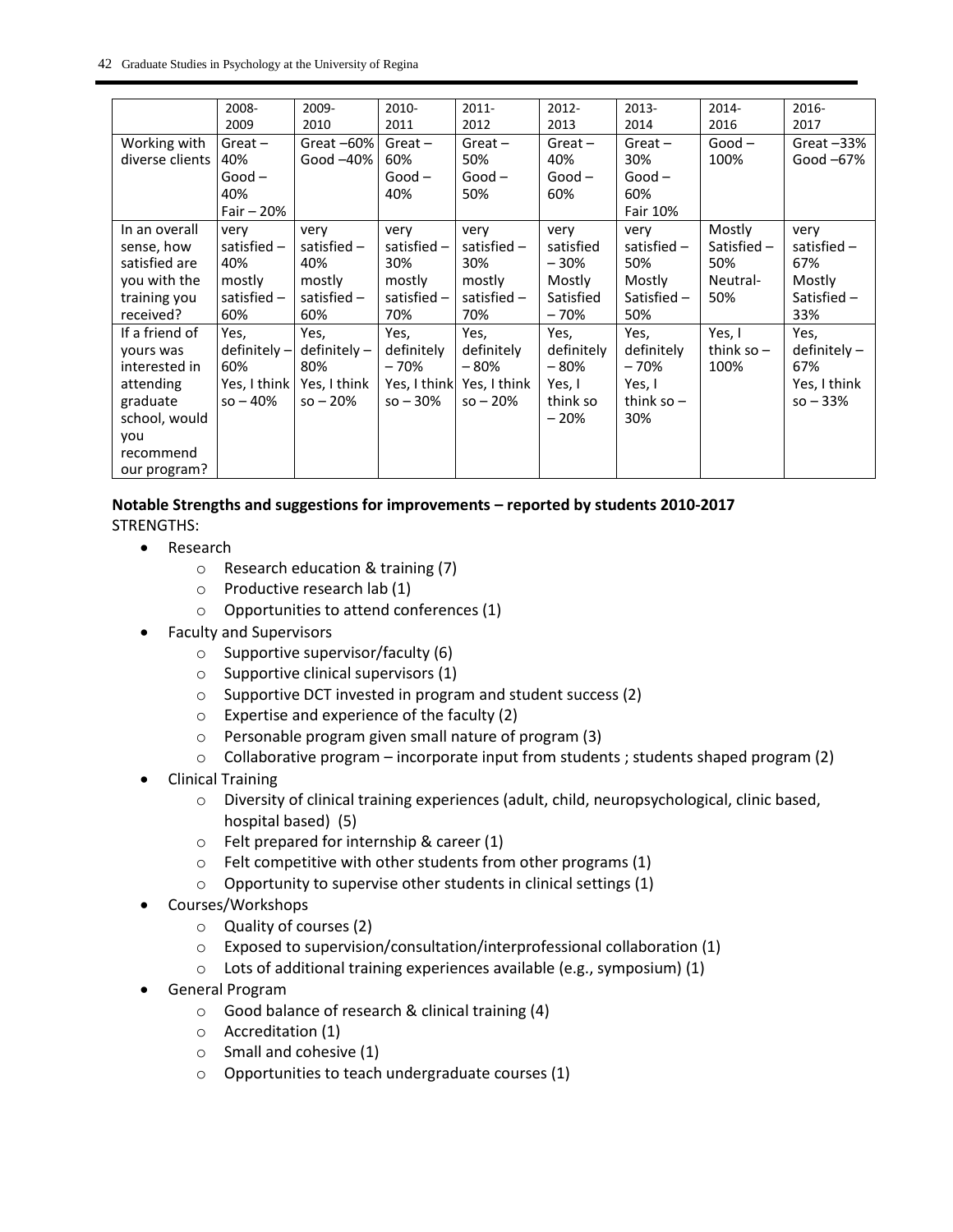| | 2008-2009 | 2009-2010 | 2010-2011 | 2011-2012 | 2012-2013 | 2013-2014 | 2014-2016 | 2016-2017 |
|---|---|---|---|---|---|---|---|---|
| Working with diverse clients | Great – 40% Good – 40% Fair – 20% | Great –60% Good –40% | Great – 60% Good – 40% | Great – 50% Good – 50% | Great – 40% Good – 60% | Great – 30% Good – 60% Fair 10% | Good – 100% | Great –33% Good –67% |
| In an overall sense, how satisfied are you with the training you received? | very satisfied – 40% mostly satisfied – 60% | very satisfied – 40% mostly satisfied – 60% | very satisfied – 30% mostly satisfied – 70% | very satisfied – 30% mostly satisfied – 70% | very satisfied – 30% Mostly Satisfied – 70% | very satisfied – 50% Mostly Satisfied – 50% | Mostly Satisfied – 50% Neutral- 50% | very satisfied – 67% Mostly Satisfied – 33% |
| If a friend of yours was interested in attending graduate school, would you recommend our program? | Yes, definitely – 60% Yes, I think so – 40% | Yes, definitely – 80% Yes, I think so – 20% | Yes, definitely – 70% Yes, I think so – 30% | Yes, definitely – 80% Yes, I think so – 20% | Yes, definitely – 80% Yes, I think so – 20% | Yes, definitely – 70% Yes, I think so – 30% | Yes, I think so – 100% | Yes, definitely – 67% Yes, I think so – 33% |

**Notable Strengths and suggestions for improvements – reported by students 2010-2017**

STRENGTHS:

- Research
  - Research education & training (7)
  - Productive research lab (1)
  - Opportunities to attend conferences (1)
- Faculty and Supervisors
  - Supportive supervisor/faculty (6)
  - Supportive clinical supervisors (1)
  - Supportive DCT invested in program and student success (2)
  - Expertise and experience of the faculty (2)
  - Personable program given small nature of program (3)
  - Collaborative program – incorporate input from students ; students shaped program (2)
- Clinical Training
  - Diversity of clinical training experiences (adult, child, neuropsychological, clinic based, hospital based) (5)
  - Felt prepared for internship & career (1)
  - Felt competitive with other students from other programs (1)
  - Opportunity to supervise other students in clinical settings (1)
- Courses/Workshops
  - Quality of courses (2)
  - Exposed to supervision/consultation/interprofessional collaboration (1)
  - Lots of additional training experiences available (e.g., symposium) (1)
- General Program
  - Good balance of research & clinical training (4)
  - Accreditation (1)
  - Small and cohesive (1)
  - Opportunities to teach undergraduate courses (1)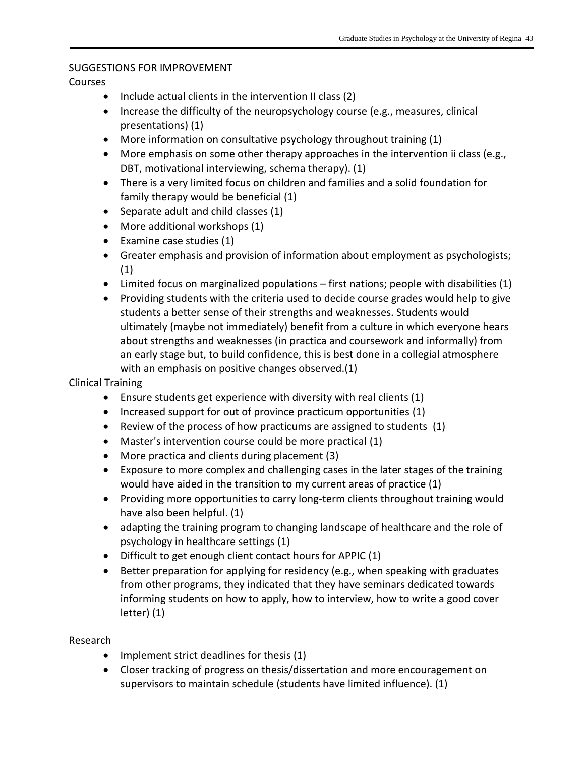SUGGESTIONS FOR IMPROVEMENT

Courses

- Include actual clients in the intervention II class (2)
- Increase the difficulty of the neuropsychology course (e.g., measures, clinical presentations) (1)
- More information on consultative psychology throughout training (1)
- More emphasis on some other therapy approaches in the intervention ii class (e.g., DBT, motivational interviewing, schema therapy). (1)
- There is a very limited focus on children and families and a solid foundation for family therapy would be beneficial (1)
- Separate adult and child classes (1)
- More additional workshops (1)
- Examine case studies (1)
- Greater emphasis and provision of information about employment as psychologists; (1)
- Limited focus on marginalized populations – first nations; people with disabilities (1)
- Providing students with the criteria used to decide course grades would help to give students a better sense of their strengths and weaknesses. Students would ultimately (maybe not immediately) benefit from a culture in which everyone hears about strengths and weaknesses (in practica and coursework and informally) from an early stage but, to build confidence, this is best done in a collegial atmosphere with an emphasis on positive changes observed.(1)

Clinical Training

- Ensure students get experience with diversity with real clients (1)
- Increased support for out of province practicum opportunities (1)
- Review of the process of how practicums are assigned to students (1)
- Master's intervention course could be more practical (1)
- More practica and clients during placement (3)
- Exposure to more complex and challenging cases in the later stages of the training would have aided in the transition to my current areas of practice (1)
- Providing more opportunities to carry long-term clients throughout training would have also been helpful. (1)
- adapting the training program to changing landscape of healthcare and the role of psychology in healthcare settings (1)
- Difficult to get enough client contact hours for APPIC (1)
- Better preparation for applying for residency (e.g., when speaking with graduates from other programs, they indicated that they have seminars dedicated towards informing students on how to apply, how to interview, how to write a good cover letter) (1)

Research

- Implement strict deadlines for thesis (1)
- Closer tracking of progress on thesis/dissertation and more encouragement on supervisors to maintain schedule (students have limited influence). (1)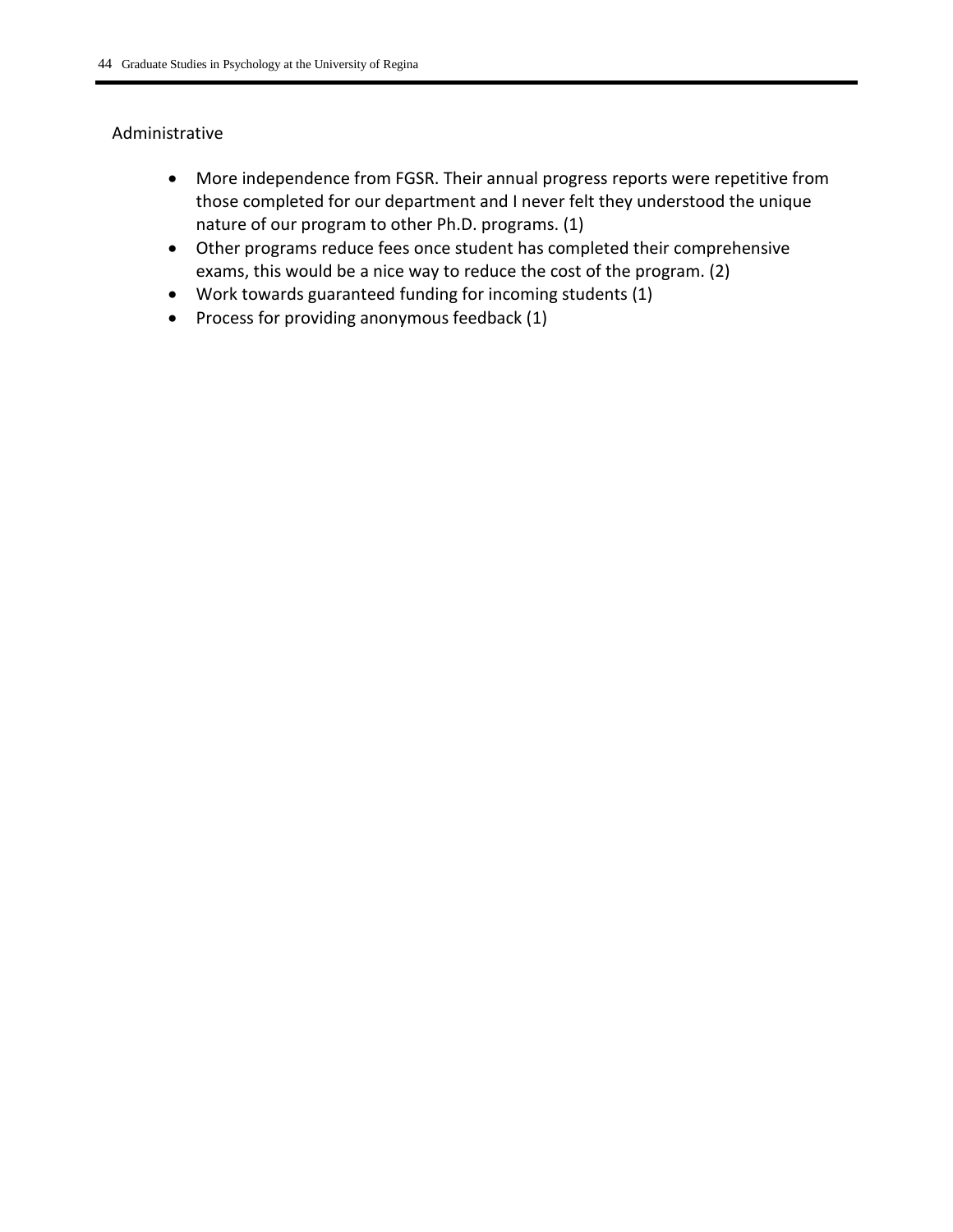Administrative

- More independence from FGSR. Their annual progress reports were repetitive from those completed for our department and I never felt they understood the unique nature of our program to other Ph.D. programs. (1)
- Other programs reduce fees once student has completed their comprehensive exams, this would be a nice way to reduce the cost of the program. (2)
- Work towards guaranteed funding for incoming students (1)
- Process for providing anonymous feedback (1)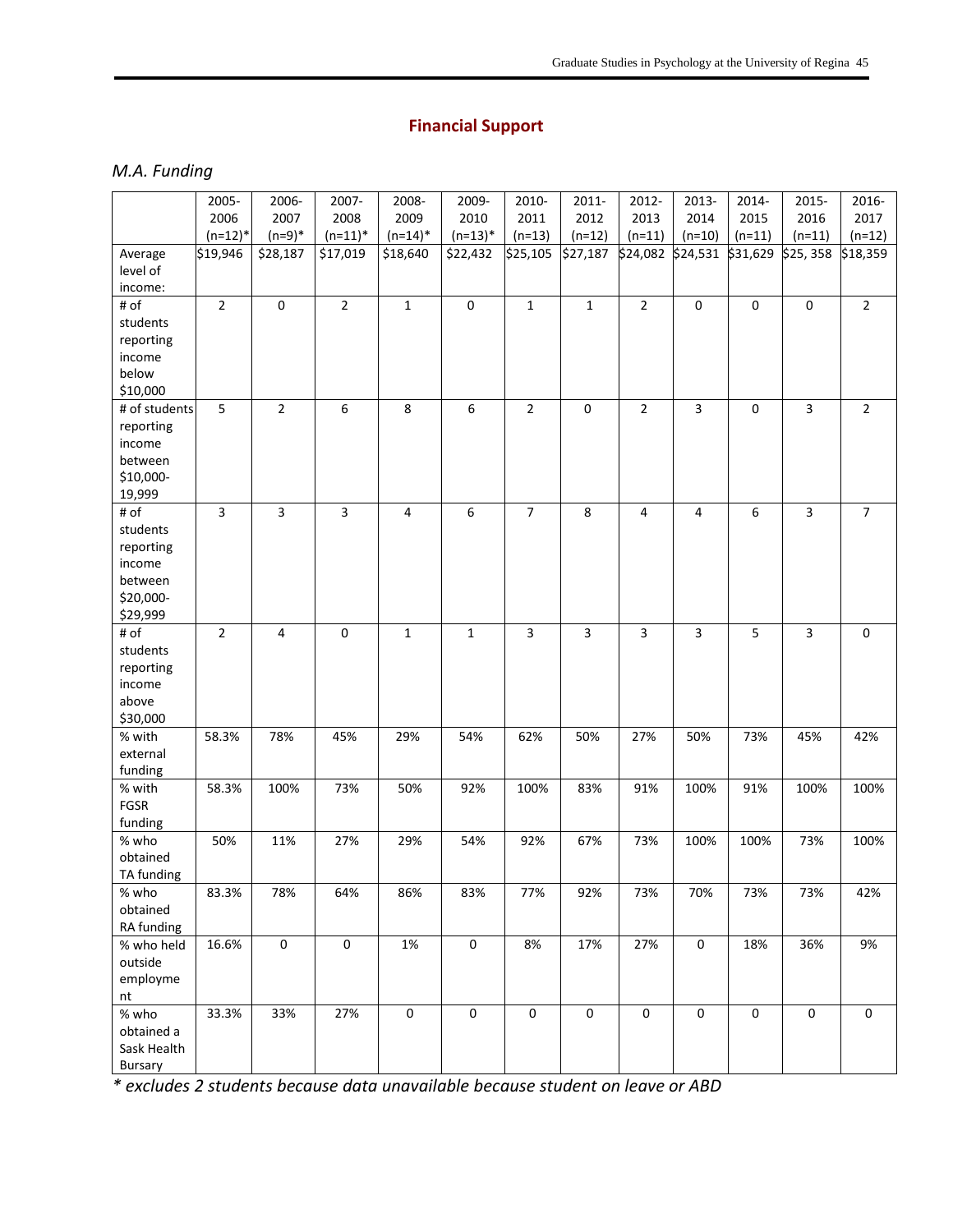## Financial Support

### *M.A. Funding*

| | 2005-2006 (n=12)* | 2006-2007 (n=9)* | 2007-2008 (n=11)* | 2008-2009 (n=14)* | 2009-2010 (n=13)* | 2010-2011 (n=13) | 2011-2012 (n=12) | 2012-2013 (n=11) | 2013-2014 (n=10) | 2014-2015 (n=11) | 2015-2016 (n=11) | 2016-2017 (n=12) |
|---|---|---|---|---|---|---|---|---|---|---|---|---|
| Average level of income: | $19,946 | $28,187 | $17,019 | $18,640 | $22,432 | $25,105 | $27,187 | $24,082 | $24,531 | $31,629 | $25, 358 | $18,359 |
| # of students reporting income below $10,000 | 2 | 0 | 2 | 1 | 0 | 1 | 1 | 2 | 0 | 0 | 0 | 2 |
| # of students reporting income between $10,000-19,999 | 5 | 2 | 6 | 8 | 6 | 2 | 0 | 2 | 3 | 0 | 3 | 2 |
| # of students reporting income between $20,000-$29,999 | 3 | 3 | 3 | 4 | 6 | 7 | 8 | 4 | 4 | 6 | 3 | 7 |
| # of students reporting income above $30,000 | 2 | 4 | 0 | 1 | 1 | 3 | 3 | 3 | 3 | 5 | 3 | 0 |
| % with external funding | 58.3% | 78% | 45% | 29% | 54% | 62% | 50% | 27% | 50% | 73% | 45% | 42% |
| % with FGSR funding | 58.3% | 100% | 73% | 50% | 92% | 100% | 83% | 91% | 100% | 91% | 100% | 100% |
| % who obtained TA funding | 50% | 11% | 27% | 29% | 54% | 92% | 67% | 73% | 100% | 100% | 73% | 100% |
| % who obtained RA funding | 83.3% | 78% | 64% | 86% | 83% | 77% | 92% | 73% | 70% | 73% | 73% | 42% |
| % who held outside employment | 16.6% | 0 | 0 | 1% | 0 | 8% | 17% | 27% | 0 | 18% | 36% | 9% |
| % who obtained a Sask Health Bursary | 33.3% | 33% | 27% | 0 | 0 | 0 | 0 | 0 | 0 | 0 | 0 | 0 |

*\* excludes 2 students because data unavailable because student on leave or ABD*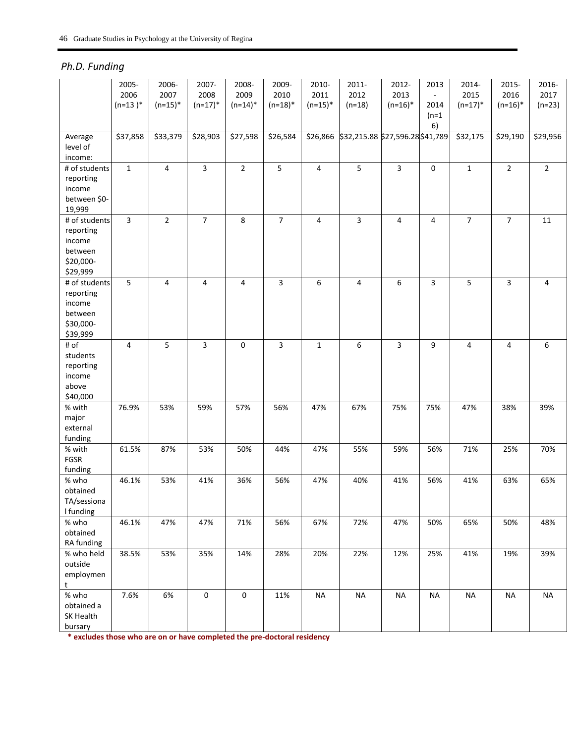## *Ph.D. Funding*

| | 2005-2006 (n=13 )* | 2006-2007 (n=15)* | 2007-2008 (n=17)* | 2008-2009 (n=14)* | 2009-2010 (n=18)* | 2010-2011 (n=15)* | 2011-2012 (n=18) | 2012-2013 (n=16)* | 2013 - 2014 (n=16) | 2014-2015 (n=17)* | 2015-2016 (n=16)* | 2016-2017 (n=23) |
|---|---|---|---|---|---|---|---|---|---|---|---|---|
| Average level of income: | $37,858 | $33,379 | $28,903 | $27,598 | $26,584 | $26,866 | $32,215.88 | $27,596.28 | $41,789 | $32,175 | $29,190 | $29,956 |
| # of students reporting income between $0-19,999 | 1 | 4 | 3 | 2 | 5 | 4 | 5 | 3 | 0 | 1 | 2 | 2 |
| # of students reporting income between $20,000-$29,999 | 3 | 2 | 7 | 8 | 7 | 4 | 3 | 4 | 4 | 7 | 7 | 11 |
| # of students reporting income between $30,000-$39,999 | 5 | 4 | 4 | 4 | 3 | 6 | 4 | 6 | 3 | 5 | 3 | 4 |
| # of students reporting income above $40,000 | 4 | 5 | 3 | 0 | 3 | 1 | 6 | 3 | 9 | 4 | 4 | 6 |
| % with major external funding | 76.9% | 53% | 59% | 57% | 56% | 47% | 67% | 75% | 75% | 47% | 38% | 39% |
| % with FGSR funding | 61.5% | 87% | 53% | 50% | 44% | 47% | 55% | 59% | 56% | 71% | 25% | 70% |
| % who obtained TA/sessional funding | 46.1% | 53% | 41% | 36% | 56% | 47% | 40% | 41% | 56% | 41% | 63% | 65% |
| % who obtained RA funding | 46.1% | 47% | 47% | 71% | 56% | 67% | 72% | 47% | 50% | 65% | 50% | 48% |
| % who held outside employment | 38.5% | 53% | 35% | 14% | 28% | 20% | 22% | 12% | 25% | 41% | 19% | 39% |
| % who obtained a SK Health bursary | 7.6% | 6% | 0 | 0 | 11% | NA | NA | NA | NA | NA | NA | NA |

**\* excludes those who are on or have completed the pre-doctoral residency**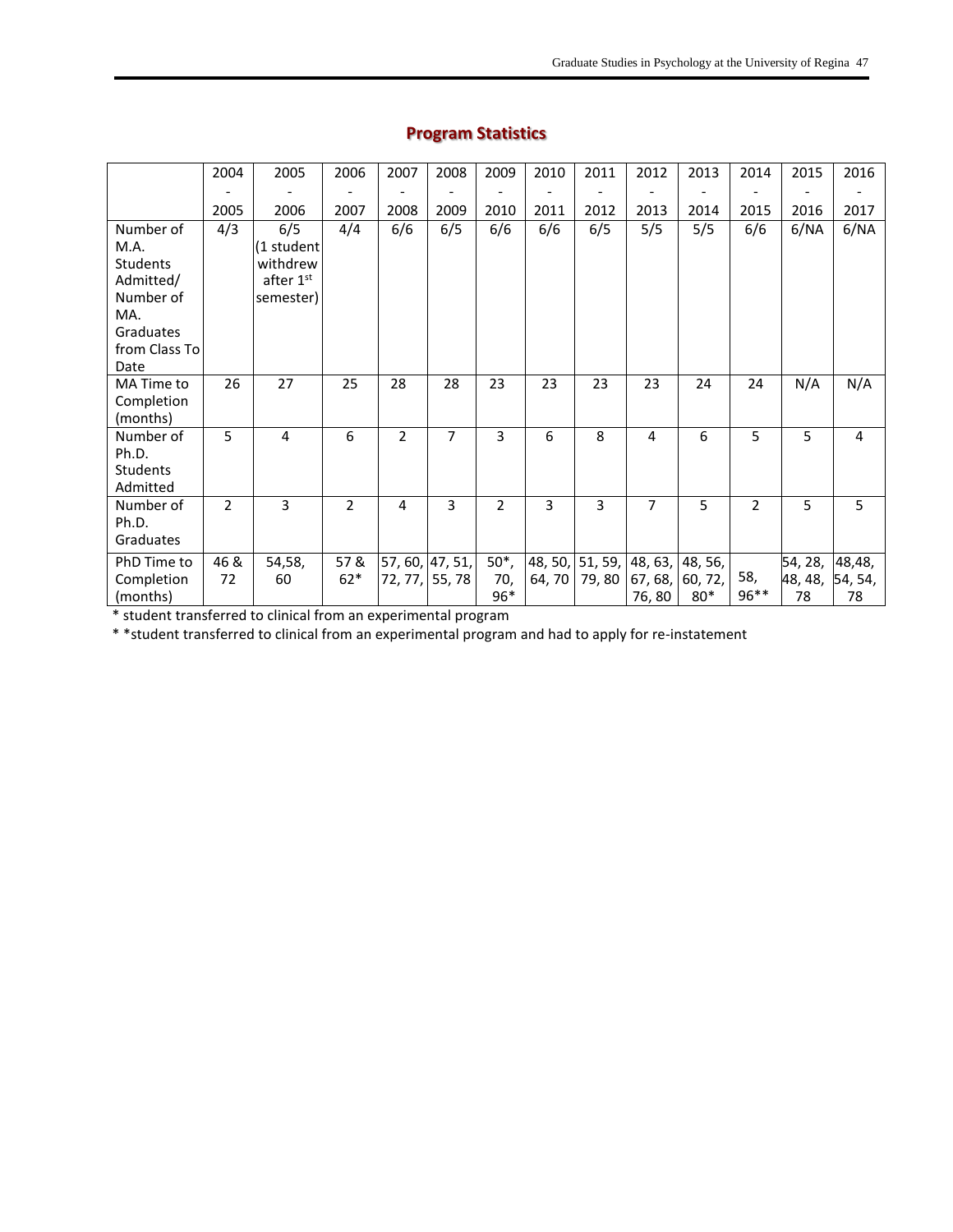## Program Statistics

| | 2004 - 2005 | 2005 - 2006 | 2006 - 2007 | 2007 - 2008 | 2008 - 2009 | 2009 - 2010 | 2010 - 2011 | 2011 - 2012 | 2012 - 2013 | 2013 - 2014 | 2014 - 2015 | 2015 - 2016 | 2016 - 2017 |
|---|---|---|---|---|---|---|---|---|---|---|---|---|---|
| Number of M.A. Students Admitted/ Number of MA. Graduates from Class To Date | 4/3 | 6/5 (1 student withdrew after 1st semester) | 4/4 | 6/6 | 6/5 | 6/6 | 6/6 | 6/5 | 5/5 | 5/5 | 6/6 | 6/NA | 6/NA |
| MA Time to Completion (months) | 26 | 27 | 25 | 28 | 28 | 23 | 23 | 23 | 23 | 24 | 24 | N/A | N/A |
| Number of Ph.D. Students Admitted | 5 | 4 | 6 | 2 | 7 | 3 | 6 | 8 | 4 | 6 | 5 | 5 | 4 |
| Number of Ph.D. Graduates | 2 | 3 | 2 | 4 | 3 | 2 | 3 | 3 | 7 | 5 | 2 | 5 | 5 |
| PhD Time to Completion (months) | 46 & 72 | 54,58, 60 | 57 & 62* | 57, 60, 72, 77, | 47, 51, 55, 78 | 50*, 70, 96* | 48, 50, 64, 70 | 51, 59, 79, 80 | 48, 63, 67, 68, 76, 80 | 48, 56, 60, 72, 80* | 58, 96** | 54, 28, 48, 48, 78 | 48,48, 54, 54, 78 |

\* student transferred to clinical from an experimental program

\* *student transferred to clinical from an experimental program and had to apply for re-instatement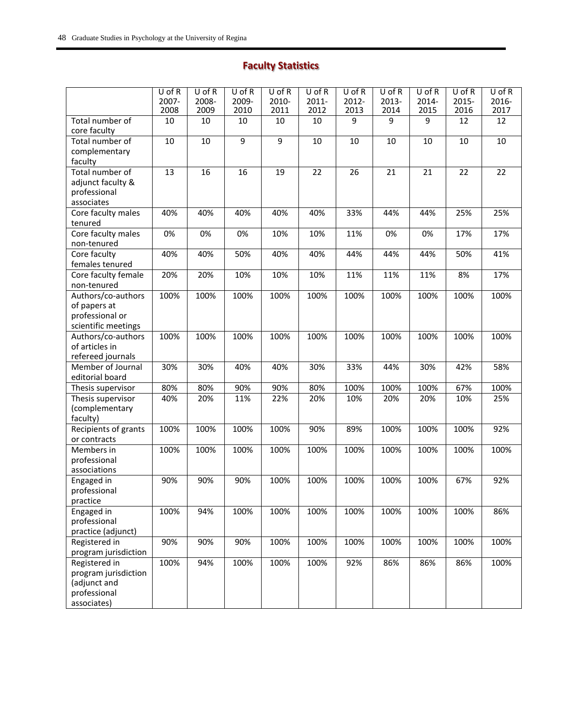## Faculty Statistics

| | U of R 2007-2008 | U of R 2008-2009 | U of R 2009-2010 | U of R 2010-2011 | U of R 2011-2012 | U of R 2012-2013 | U of R 2013-2014 | U of R 2014-2015 | U of R 2015-2016 | U of R 2016-2017 |
|---|---|---|---|---|---|---|---|---|---|---|
| Total number of core faculty | 10 | 10 | 10 | 10 | 10 | 9 | 9 | 9 | 12 | 12 |
| Total number of complementary faculty | 10 | 10 | 9 | 9 | 10 | 10 | 10 | 10 | 10 | 10 |
| Total number of adjunct faculty & professional associates | 13 | 16 | 16 | 19 | 22 | 26 | 21 | 21 | 22 | 22 |
| Core faculty males tenured | 40% | 40% | 40% | 40% | 40% | 33% | 44% | 44% | 25% | 25% |
| Core faculty males non-tenured | 0% | 0% | 0% | 10% | 10% | 11% | 0% | 0% | 17% | 17% |
| Core faculty females tenured | 40% | 40% | 50% | 40% | 40% | 44% | 44% | 44% | 50% | 41% |
| Core faculty female non-tenured | 20% | 20% | 10% | 10% | 10% | 11% | 11% | 11% | 8% | 17% |
| Authors/co-authors of papers at professional or scientific meetings | 100% | 100% | 100% | 100% | 100% | 100% | 100% | 100% | 100% | 100% |
| Authors/co-authors of articles in refereed journals | 100% | 100% | 100% | 100% | 100% | 100% | 100% | 100% | 100% | 100% |
| Member of Journal editorial board | 30% | 30% | 40% | 40% | 30% | 33% | 44% | 30% | 42% | 58% |
| Thesis supervisor | 80% | 80% | 90% | 90% | 80% | 100% | 100% | 100% | 67% | 100% |
| Thesis supervisor (complementary faculty) | 40% | 20% | 11% | 22% | 20% | 10% | 20% | 20% | 10% | 25% |
| Recipients of grants or contracts | 100% | 100% | 100% | 100% | 90% | 89% | 100% | 100% | 100% | 92% |
| Members in professional associations | 100% | 100% | 100% | 100% | 100% | 100% | 100% | 100% | 100% | 100% |
| Engaged in professional practice | 90% | 90% | 90% | 100% | 100% | 100% | 100% | 100% | 67% | 92% |
| Engaged in professional practice (adjunct) | 100% | 94% | 100% | 100% | 100% | 100% | 100% | 100% | 100% | 86% |
| Registered in program jurisdiction | 90% | 90% | 90% | 100% | 100% | 100% | 100% | 100% | 100% | 100% |
| Registered in program jurisdiction (adjunct and professional associates) | 100% | 94% | 100% | 100% | 100% | 92% | 86% | 86% | 86% | 100% |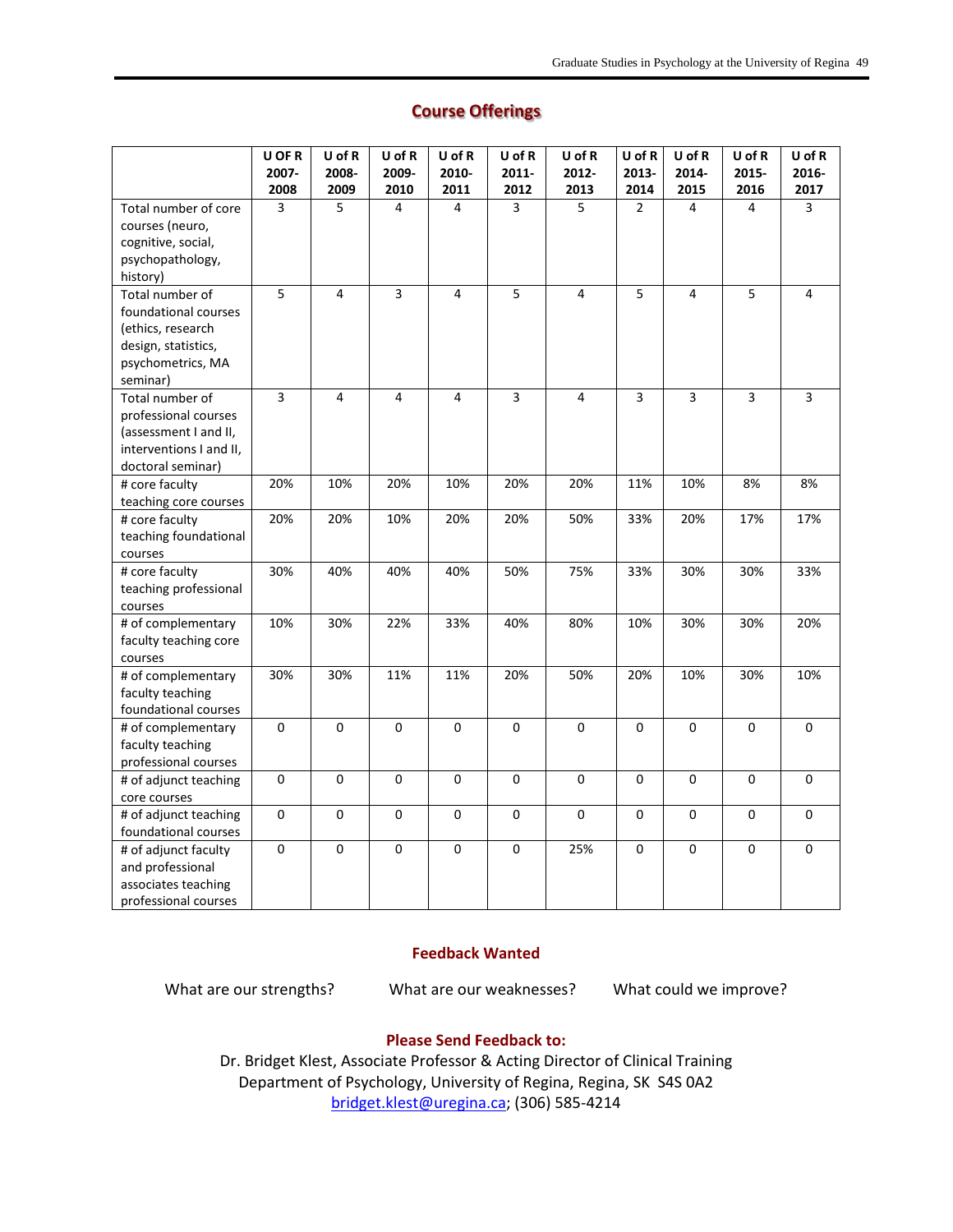## Course Offerings

| | U OF R 2007-2008 | U of R 2008-2009 | U of R 2009-2010 | U of R 2010-2011 | U of R 2011-2012 | U of R 2012-2013 | U of R 2013-2014 | U of R 2014-2015 | U of R 2015-2016 | U of R 2016-2017 |
|---|---|---|---|---|---|---|---|---|---|---|
| Total number of core courses (neuro, cognitive, social, psychopathology, history) | 3 | 5 | 4 | 4 | 3 | 5 | 2 | 4 | 4 | 3 |
| Total number of foundational courses (ethics, research design, statistics, psychometrics, MA seminar) | 5 | 4 | 3 | 4 | 5 | 4 | 5 | 4 | 5 | 4 |
| Total number of professional courses (assessment I and II, interventions I and II, doctoral seminar) | 3 | 4 | 4 | 4 | 3 | 4 | 3 | 3 | 3 | 3 |
| # core faculty teaching core courses | 20% | 10% | 20% | 10% | 20% | 20% | 11% | 10% | 8% | 8% |
| # core faculty teaching foundational courses | 20% | 20% | 10% | 20% | 20% | 50% | 33% | 20% | 17% | 17% |
| # core faculty teaching professional courses | 30% | 40% | 40% | 40% | 50% | 75% | 33% | 30% | 30% | 33% |
| # of complementary faculty teaching core courses | 10% | 30% | 22% | 33% | 40% | 80% | 10% | 30% | 30% | 20% |
| # of complementary faculty teaching foundational courses | 30% | 30% | 11% | 11% | 20% | 50% | 20% | 10% | 30% | 10% |
| # of complementary faculty teaching professional courses | 0 | 0 | 0 | 0 | 0 | 0 | 0 | 0 | 0 | 0 |
| # of adjunct teaching core courses | 0 | 0 | 0 | 0 | 0 | 0 | 0 | 0 | 0 | 0 |
| # of adjunct teaching foundational courses | 0 | 0 | 0 | 0 | 0 | 0 | 0 | 0 | 0 | 0 |
| # of adjunct faculty and professional associates teaching professional courses | 0 | 0 | 0 | 0 | 0 | 25% | 0 | 0 | 0 | 0 |

### Feedback Wanted

What are our strengths? What are our weaknesses? What could we improve?

### Please Send Feedback to:

Dr. Bridget Klest, Associate Professor & Acting Director of Clinical Training
Department of Psychology, University of Regina, Regina, SK S4S 0A2
bridget.klest@uregina.ca; (306) 585-4214